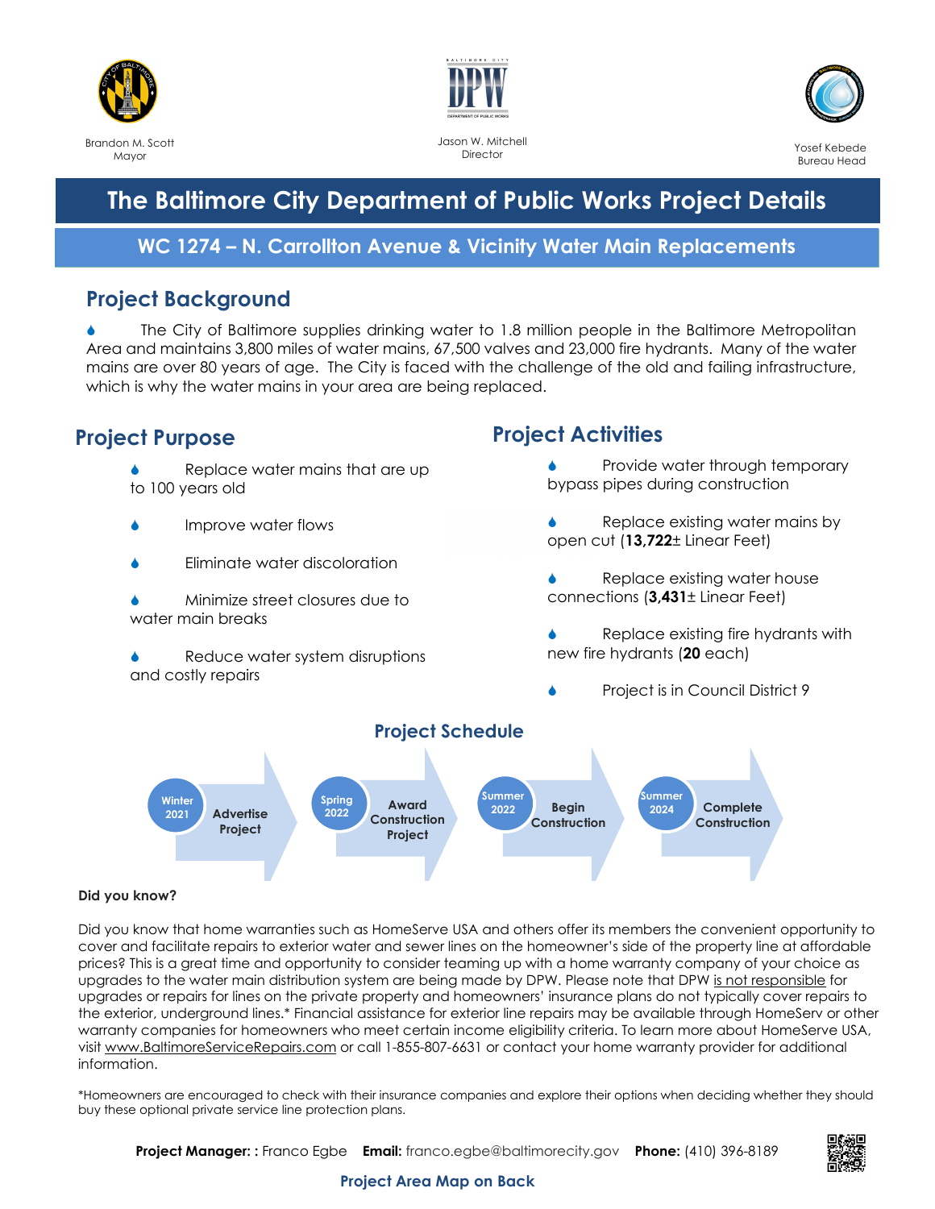Brandon M. Scott
Mayor

Jason W. Mitchell
Director

Yosef Kebede
Bureau Head

# The Baltimore City Department of Public Works Project Details

## WC 1274 – N. Carrollton Avenue & Vicinity Water Main Replacements

## Project Background

- The City of Baltimore supplies drinking water to 1.8 million people in the Baltimore Metropolitan Area and maintains 3,800 miles of water mains, 67,500 valves and 23,000 fire hydrants. Many of the water mains are over 80 years of age. The City is faced with the challenge of the old and failing infrastructure, which is why the water mains in your area are being replaced.

## Project Purpose

- Replace water mains that are up to 100 years old
- Improve water flows
- Eliminate water discoloration
- Minimize street closures due to water main breaks
- Reduce water system disruptions and costly repairs

## Project Activities

- Provide water through temporary bypass pipes during construction
- Replace existing water mains by open cut (**13,722**± Linear Feet)
- Replace existing water house connections (**3,431**± Linear Feet)
- Replace existing fire hydrants with new fire hydrants (**20** each)
- Project is in Council District 9

## Project Schedule

| Winter 2021 | Spring 2022 | Summer 2022 | Summer 2024 |
|---|---|---|---|
| Advertise Project | Award Construction Project | Begin Construction | Complete Construction |

**Did you know?**

Did you know that home warranties such as HomeServe USA and others offer its members the convenient opportunity to cover and facilitate repairs to exterior water and sewer lines on the homeowner's side of the property line at affordable prices? This is a great time and opportunity to consider teaming up with a home warranty company of your choice as upgrades to the water main distribution system are being made by DPW. Please note that DPW is not responsible for upgrades or repairs for lines on the private property and homeowners' insurance plans do not typically cover repairs to the exterior, underground lines.* Financial assistance for exterior line repairs may be available through HomeServ or other warranty companies for homeowners who meet certain income eligibility criteria. To learn more about HomeServe USA, visit www.BaltimoreServiceRepairs.com or call 1-855-807-6631 or contact your home warranty provider for additional information.

*Homeowners are encouraged to check with their insurance companies and explore their options when deciding whether they should buy these optional private service line protection plans.

**Project Manager: :** Franco Egbe **Email:** franco.egbe@baltimorecity.gov **Phone:** (410) 396-8189

**Project Area Map on Back**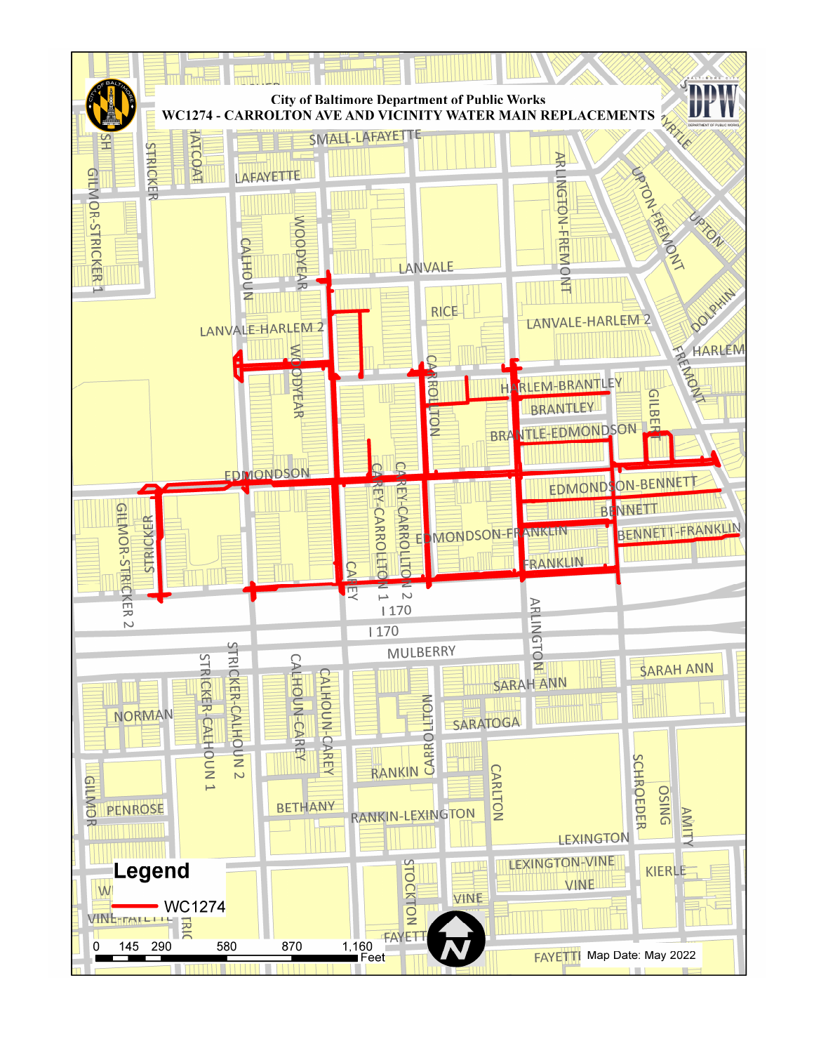City of Baltimore Department of Public Works

WC1274 - CARROLTON AVE AND VICINITY WATER MAIN REPLACEMENTS

SMALL-LAFAYETTE
LAFAYETTE
STRICKER
GILMOR-STRICKER 1
CALHOUN
WOODYEAR
LANVALE
RICE
ARLINGTON-FREMONT
UPTON-FREMONT
UPTON
DOLPHIN
HARLEM
FREMONT
LANVALE-HARLEM 2
HARLEM-BRANTLEY
BRANTLEY
BRANTLE-EDMONDSON
GILBERT
CARROLTON
EDMONDSON
EDMONDSON-BENNETT
BENNETT
BENNETT-FRANKLIN
EDMONDSON-FRANKLIN
FRANKLIN
CAREY-CARROLTON 1
CAREY-CARROLTON 2
CAREY
GILMOR-STRICKER 2
I 170
MULBERRY
SARAH ANN
ARLINGTON
NORMAN
STRICKER-CALHOUN 1
STRICKER-CALHOUN 2
CALHOUN-CAREY
SARATOGA
RANKIN
RANKIN-LEXINGTON
CARLTON
SCHROEDER
OSING
AMITY
GILMOR
PENROSE
BETHANY
LEXINGTON
LEXINGTON-VINE
VINE
KIERLE
STOCKTON
FAYETTE

**Legend**

WC1274

0 145 290 580 870 1,160 Feet

Map Date: May 2022